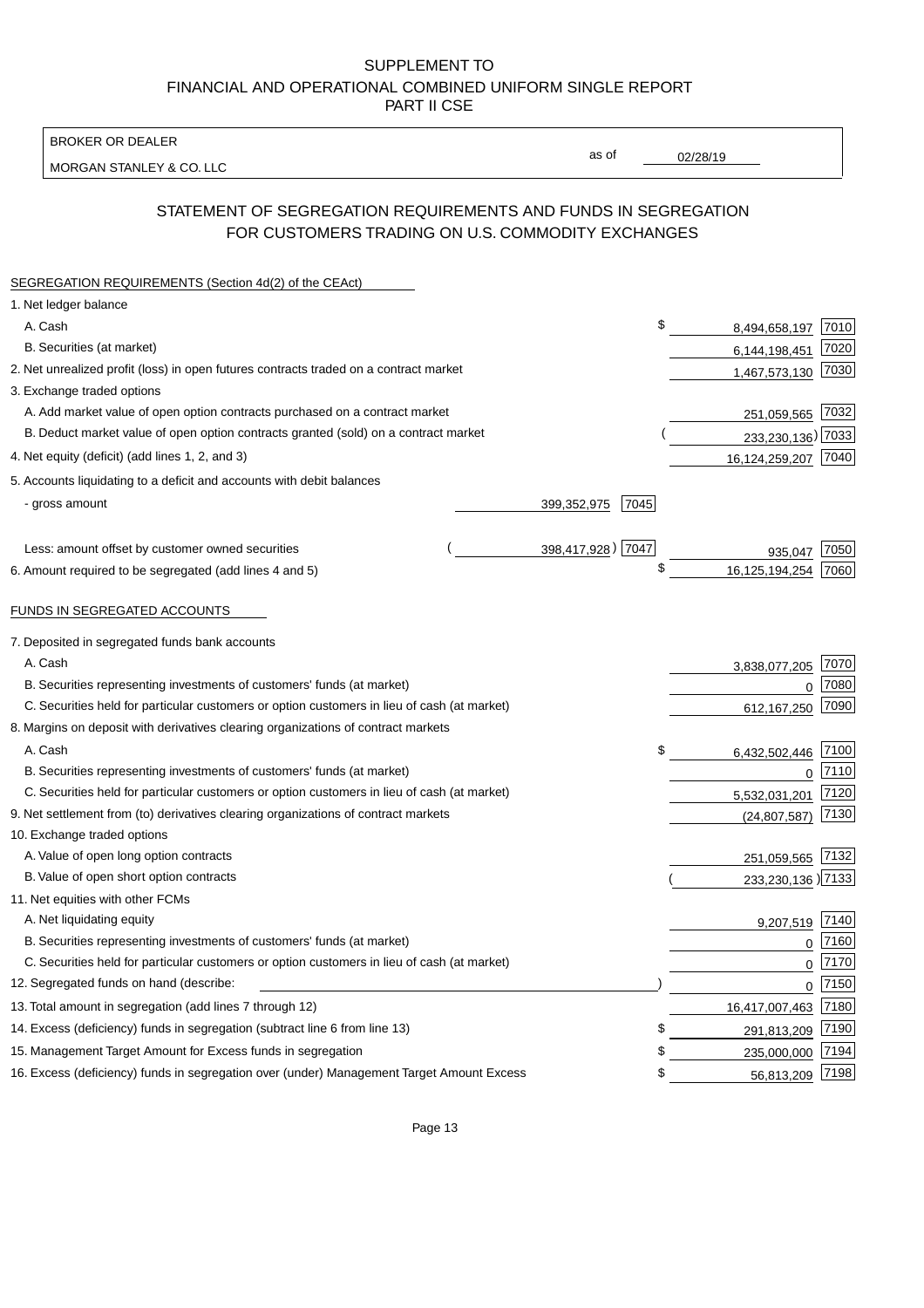SUPPLEMENT TO
FINANCIAL AND OPERATIONAL COMBINED UNIFORM SINGLE REPORT
PART II CSE

BROKER OR DEALER

MORGAN STANLEY & CO. LLC

as of 02/28/19

## STATEMENT OF SEGREGATION REQUIREMENTS AND FUNDS IN SEGREGATION FOR CUSTOMERS TRADING ON U.S. COMMODITY EXCHANGES

SEGREGATION REQUIREMENTS (Section 4d(2) of the CEAct)

| | | | | |
|---|---|---|---|---|
| 1. Net ledger balance | | | | |
| A. Cash | | | $ 8,494,658,197 | 7010 |
| B. Securities (at market) | | | 6,144,198,451 | 7020 |
| 2. Net unrealized profit (loss) in open futures contracts traded on a contract market | | | 1,467,573,130 | 7030 |
| 3. Exchange traded options | | | | |
| A. Add market value of open option contracts purchased on a contract market | | | 251,059,565 | 7032 |
| B. Deduct market value of open option contracts granted (sold) on a contract market | | | (233,230,136) | 7033 |
| 4. Net equity (deficit) (add lines 1, 2, and 3) | | | 16,124,259,207 | 7040 |
| 5. Accounts liquidating to a deficit and accounts with debit balances | | | | |
| - gross amount | 399,352,975 | 7045 | | |
| Less: amount offset by customer owned securities | (398,417,928) | 7047 | 935,047 | 7050 |
| 6. Amount required to be segregated (add lines 4 and 5) | | | $ 16,125,194,254 | 7060 |

FUNDS IN SEGREGATED ACCOUNTS

| | | |
|---|---|---|
| 7. Deposited in segregated funds bank accounts | | |
| A. Cash | 3,838,077,205 | 7070 |
| B. Securities representing investments of customers' funds (at market) | 0 | 7080 |
| C. Securities held for particular customers or option customers in lieu of cash (at market) | 612,167,250 | 7090 |
| 8. Margins on deposit with derivatives clearing organizations of contract markets | | |
| A. Cash | $ 6,432,502,446 | 7100 |
| B. Securities representing investments of customers' funds (at market) | 0 | 7110 |
| C. Securities held for particular customers or option customers in lieu of cash (at market) | 5,532,031,201 | 7120 |
| 9. Net settlement from (to) derivatives clearing organizations of contract markets | (24,807,587) | 7130 |
| 10. Exchange traded options | | |
| A. Value of open long option contracts | 251,059,565 | 7132 |
| B. Value of open short option contracts | (233,230,136) | 7133 |
| 11. Net equities with other FCMs | | |
| A. Net liquidating equity | 9,207,519 | 7140 |
| B. Securities representing investments of customers' funds (at market) | 0 | 7160 |
| C. Securities held for particular customers or option customers in lieu of cash (at market) | 0 | 7170 |
| 12. Segregated funds on hand (describe: ) | 0 | 7150 |
| 13. Total amount in segregation (add lines 7 through 12) | 16,417,007,463 | 7180 |
| 14. Excess (deficiency) funds in segregation (subtract line 6 from line 13) | $ 291,813,209 | 7190 |
| 15. Management Target Amount for Excess funds in segregation | $ 235,000,000 | 7194 |
| 16. Excess (deficiency) funds in segregation over (under) Management Target Amount Excess | $ 56,813,209 | 7198 |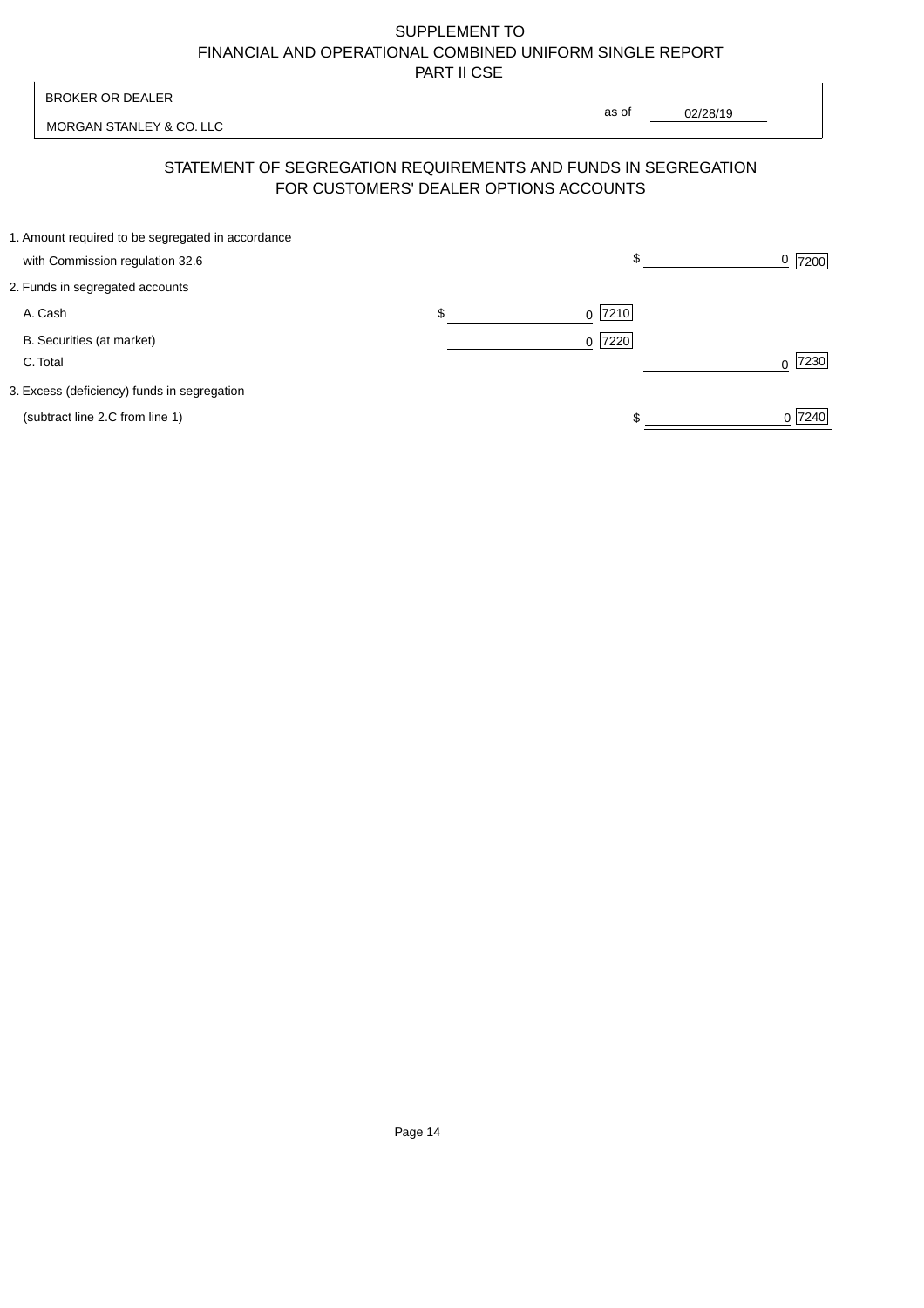SUPPLEMENT TO
FINANCIAL AND OPERATIONAL COMBINED UNIFORM SINGLE REPORT
PART II CSE

BROKER OR DEALER

MORGAN STANLEY & CO. LLC

as of 02/28/19

## STATEMENT OF SEGREGATION REQUIREMENTS AND FUNDS IN SEGREGATION FOR CUSTOMERS' DEALER OPTIONS ACCOUNTS

| | | | | |
|---|---|---|---|---|
| 1. Amount required to be segregated in accordance with Commission regulation 32.6 | | | $ 0 | 7200 |
| 2. Funds in segregated accounts | | | | |
| A. Cash | $ 0 | 7210 | | |
| B. Securities (at market) | 0 | 7220 | | |
| C. Total | | | 0 | 7230 |
| 3. Excess (deficiency) funds in segregation (subtract line 2.C from line 1) | | | $ 0 | 7240 |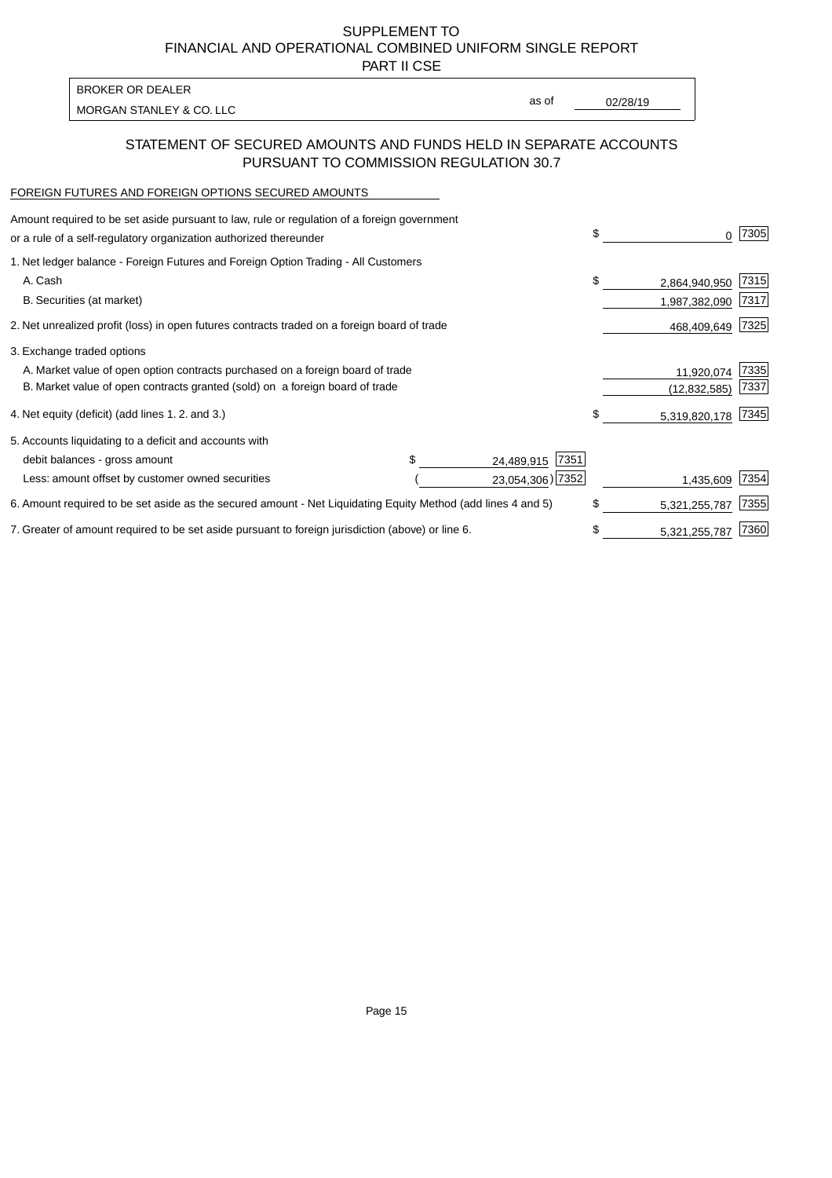SUPPLEMENT TO
FINANCIAL AND OPERATIONAL COMBINED UNIFORM SINGLE REPORT
PART II CSE

BROKER OR DEALER
MORGAN STANLEY & CO. LLC

as of 02/28/19

## STATEMENT OF SECURED AMOUNTS AND FUNDS HELD IN SEPARATE ACCOUNTS PURSUANT TO COMMISSION REGULATION 30.7

FOREIGN FUTURES AND FOREIGN OPTIONS SECURED AMOUNTS

| | | | | |
|---|---|---|---|---|
| Amount required to be set aside pursuant to law, rule or regulation of a foreign government or a rule of a self-regulatory organization authorized thereunder | | | $ 0 | 7305 |
| 1. Net ledger balance - Foreign Futures and Foreign Option Trading - All Customers | | | | |
| A. Cash | | | $ 2,864,940,950 | 7315 |
| B. Securities (at market) | | | 1,987,382,090 | 7317 |
| 2. Net unrealized profit (loss) in open futures contracts traded on a foreign board of trade | | | 468,409,649 | 7325 |
| 3. Exchange traded options | | | | |
| A. Market value of open option contracts purchased on a foreign board of trade | | | 11,920,074 | 7335 |
| B. Market value of open contracts granted (sold) on a foreign board of trade | | | (12,832,585) | 7337 |
| 4. Net equity (deficit) (add lines 1. 2. and 3.) | | | $ 5,319,820,178 | 7345 |
| 5. Accounts liquidating to a deficit and accounts with | | | | |
| debit balances - gross amount | $ 24,489,915 | 7351 | | |
| Less: amount offset by customer owned securities | ( 23,054,306) | 7352 | 1,435,609 | 7354 |
| 6. Amount required to be set aside as the secured amount - Net Liquidating Equity Method (add lines 4 and 5) | | | $ 5,321,255,787 | 7355 |
| 7. Greater of amount required to be set aside pursuant to foreign jurisdiction (above) or line 6. | | | $ 5,321,255,787 | 7360 |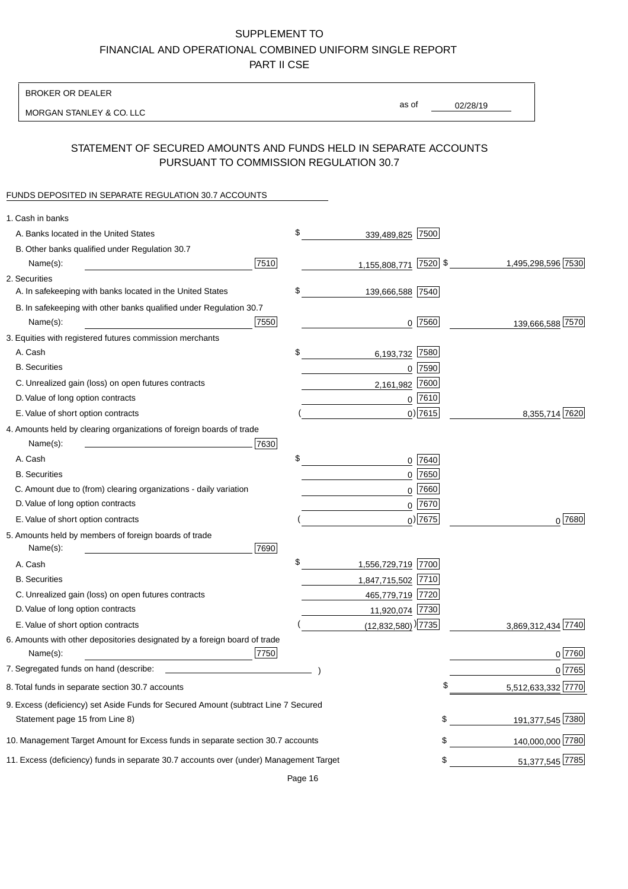# SUPPLEMENT TO
# FINANCIAL AND OPERATIONAL COMBINED UNIFORM SINGLE REPORT
# PART II CSE

BROKER OR DEALER

MORGAN STANLEY & CO. LLC

as of 02/28/19

## STATEMENT OF SECURED AMOUNTS AND FUNDS HELD IN SEPARATE ACCOUNTS PURSUANT TO COMMISSION REGULATION 30.7

FUNDS DEPOSITED IN SEPARATE REGULATION 30.7 ACCOUNTS

| | | | | |
|---|---|---|---|---|
| 1. Cash in banks | | | | |
| A. Banks located in the United States | $ 339,489,825 | 7500 | | |
| B. Other banks qualified under Regulation 30.7 Name(s): 7510 | 1,155,808,771 | 7520 | $ 1,495,298,596 | 7530 |
| 2. Securities | | | | |
| A. In safekeeping with banks located in the United States | $ 139,666,588 | 7540 | | |
| B. In safekeeping with other banks qualified under Regulation 30.7 Name(s): 7550 | 0 | 7560 | 139,666,588 | 7570 |
| 3. Equities with registered futures commission merchants | | | | |
| A. Cash | $ 6,193,732 | 7580 | | |
| B. Securities | 0 | 7590 | | |
| C. Unrealized gain (loss) on open futures contracts | 2,161,982 | 7600 | | |
| D. Value of long option contracts | 0 | 7610 | | |
| E. Value of short option contracts | ( 0) | 7615 | 8,355,714 | 7620 |
| 4. Amounts held by clearing organizations of foreign boards of trade Name(s): 7630 | | | | |
| A. Cash | $ 0 | 7640 | | |
| B. Securities | 0 | 7650 | | |
| C. Amount due to (from) clearing organizations - daily variation | 0 | 7660 | | |
| D. Value of long option contracts | 0 | 7670 | | |
| E. Value of short option contracts | ( 0) | 7675 | 0 | 7680 |
| 5. Amounts held by members of foreign boards of trade Name(s): 7690 | | | | |
| A. Cash | $ 1,556,729,719 | 7700 | | |
| B. Securities | 1,847,715,502 | 7710 | | |
| C. Unrealized gain (loss) on open futures contracts | 465,779,719 | 7720 | | |
| D. Value of long option contracts | 11,920,074 | 7730 | | |
| E. Value of short option contracts | ( (12,832,580) ) | 7735 | 3,869,312,434 | 7740 |
| 6. Amounts with other depositories designated by a foreign board of trade Name(s): 7750 | | | 0 | 7760 |
| 7. Segregated funds on hand (describe: ) | | | 0 | 7765 |
| 8. Total funds in separate section 30.7 accounts | | | $ 5,512,633,332 | 7770 |
| 9. Excess (deficiency) set Aside Funds for Secured Amount (subtract Line 7 Secured Statement page 15 from Line 8) | | | $ 191,377,545 | 7380 |
| 10. Management Target Amount for Excess funds in separate section 30.7 accounts | | | $ 140,000,000 | 7780 |
| 11. Excess (deficiency) funds in separate 30.7 accounts over (under) Management Target | | | $ 51,377,545 | 7785 |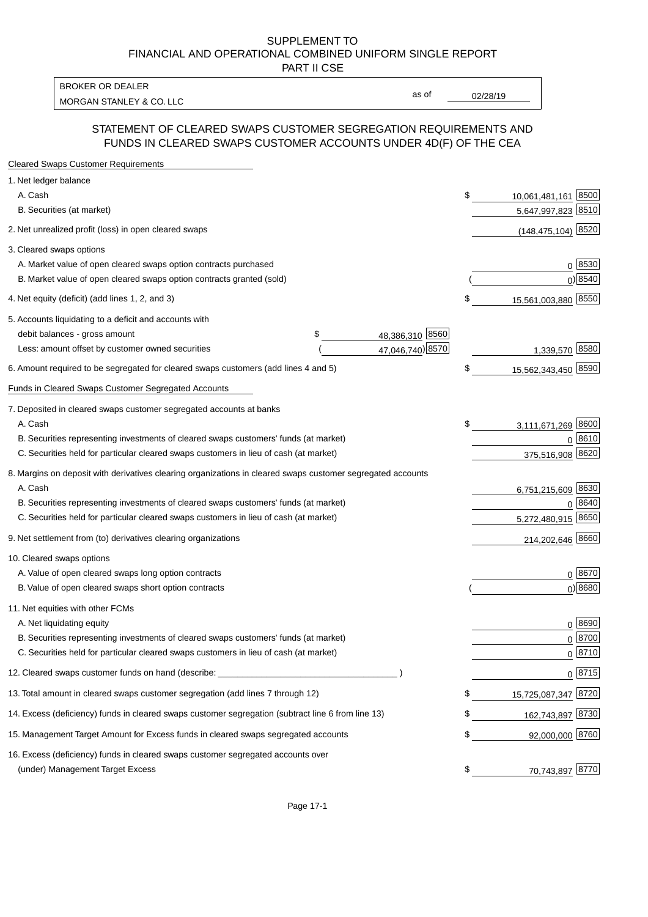SUPPLEMENT TO
FINANCIAL AND OPERATIONAL COMBINED UNIFORM SINGLE REPORT
PART II CSE

BROKER OR DEALER
MORGAN STANLEY & CO. LLC

as of 02/28/19

## STATEMENT OF CLEARED SWAPS CUSTOMER SEGREGATION REQUIREMENTS AND FUNDS IN CLEARED SWAPS CUSTOMER ACCOUNTS UNDER 4D(F) OF THE CEA

| | | | | |
|---|---|---|---|---|
| **Cleared Swaps Customer Requirements** | | | | |
| 1. Net ledger balance | | | | |
| A. Cash | | | $ 10,061,481,161 | 8500 |
| B. Securities (at market) | | | 5,647,997,823 | 8510 |
| 2. Net unrealized profit (loss) in open cleared swaps | | | (148,475,104) | 8520 |
| 3. Cleared swaps options | | | | |
| A. Market value of open cleared swaps option contracts purchased | | | 0 | 8530 |
| B. Market value of open cleared swaps option contracts granted (sold) | | | ( 0) | 8540 |
| 4. Net equity (deficit) (add lines 1, 2, and 3) | | | $ 15,561,003,880 | 8550 |
| 5. Accounts liquidating to a deficit and accounts with | | | | |
| debit balances - gross amount | $ 48,386,310 | 8560 | | |
| Less: amount offset by customer owned securities | ( 47,046,740) | 8570 | 1,339,570 | 8580 |
| 6. Amount required to be segregated for cleared swaps customers (add lines 4 and 5) | | | $ 15,562,343,450 | 8590 |
| **Funds in Cleared Swaps Customer Segregated Accounts** | | | | |
| 7. Deposited in cleared swaps customer segregated accounts at banks | | | | |
| A. Cash | | | $ 3,111,671,269 | 8600 |
| B. Securities representing investments of cleared swaps customers' funds (at market) | | | 0 | 8610 |
| C. Securities held for particular cleared swaps customers in lieu of cash (at market) | | | 375,516,908 | 8620 |
| 8. Margins on deposit with derivatives clearing organizations in cleared swaps customer segregated accounts | | | | |
| A. Cash | | | 6,751,215,609 | 8630 |
| B. Securities representing investments of cleared swaps customers' funds (at market) | | | 0 | 8640 |
| C. Securities held for particular cleared swaps customers in lieu of cash (at market) | | | 5,272,480,915 | 8650 |
| 9. Net settlement from (to) derivatives clearing organizations | | | 214,202,646 | 8660 |
| 10. Cleared swaps options | | | | |
| A. Value of open cleared swaps long option contracts | | | 0 | 8670 |
| B. Value of open cleared swaps short option contracts | | | ( 0) | 8680 |
| 11. Net equities with other FCMs | | | | |
| A. Net liquidating equity | | | 0 | 8690 |
| B. Securities representing investments of cleared swaps customers' funds (at market) | | | 0 | 8700 |
| C. Securities held for particular cleared swaps customers in lieu of cash (at market) | | | 0 | 8710 |
| 12. Cleared swaps customer funds on hand (describe: ______ ) | | | 0 | 8715 |
| 13. Total amount in cleared swaps customer segregation (add lines 7 through 12) | | | $ 15,725,087,347 | 8720 |
| 14. Excess (deficiency) funds in cleared swaps customer segregation (subtract line 6 from line 13) | | | $ 162,743,897 | 8730 |
| 15. Management Target Amount for Excess funds in cleared swaps segregated accounts | | | $ 92,000,000 | 8760 |
| 16. Excess (deficiency) funds in cleared swaps customer segregated accounts over (under) Management Target Excess | | | $ 70,743,897 | 8770 |